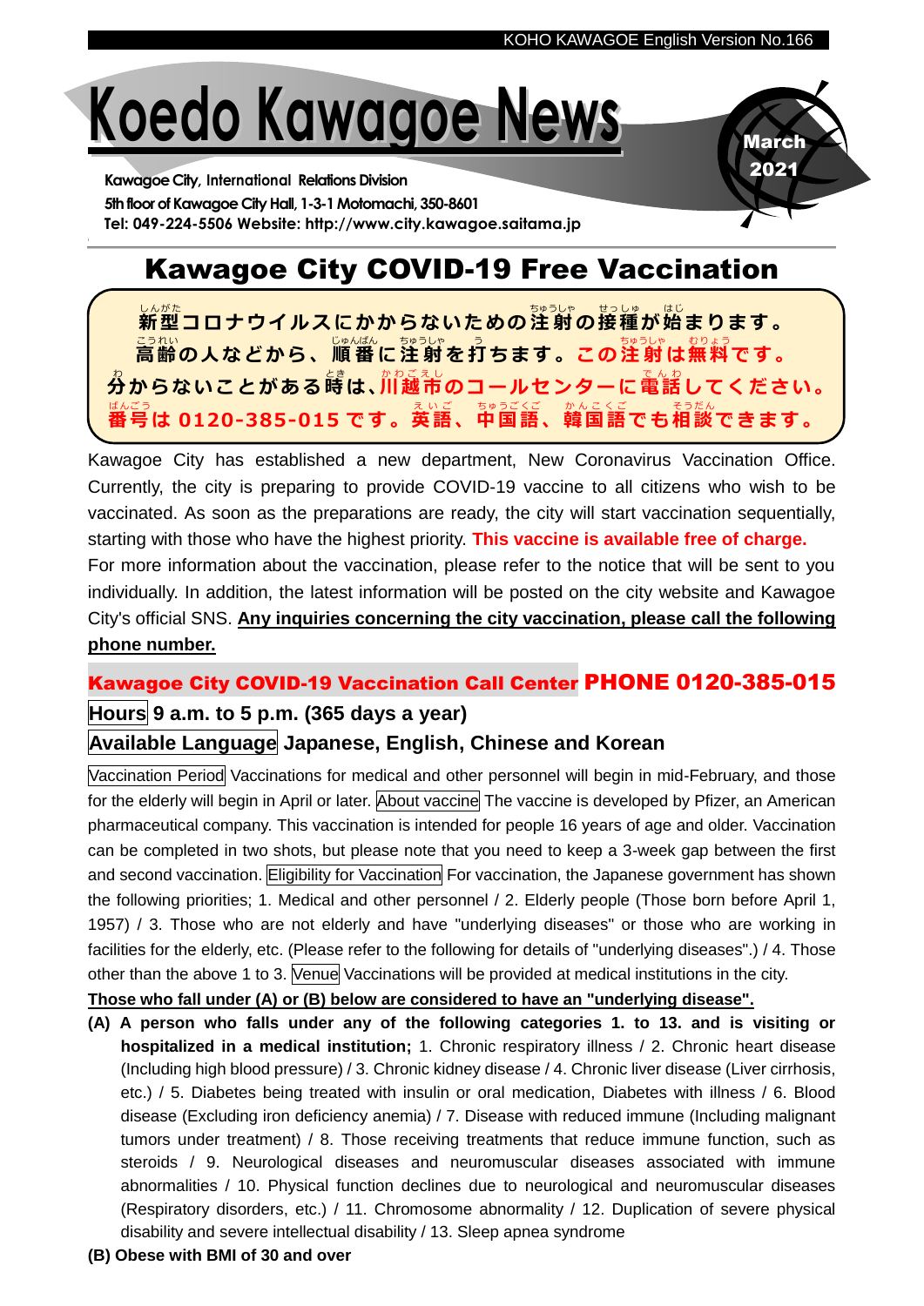# Koedo Kawagoe News

March 2021

**Kawagoe City, International Relations Division**
**5th floor of Kawagoe City Hall, 1-3-1 Motomachi, 350-8601**
**Tel: 049-224-5506 Website: http://www.city.kawagoe.saitama.jp**

## Kawagoe City COVID-19 Free Vaccination

**新型コロナウイルスにかからないための注射の接種が始まります。**
**高齢の人などから、順番に注射を打ちます。この注射は無料です。**
**分からないことがある時は、川越市のコールセンターに電話してください。**
**番号は 0120-385-015 です。英語、中国語、韓国語でも相談できます。**

Kawagoe City has established a new department, New Coronavirus Vaccination Office. Currently, the city is preparing to provide COVID-19 vaccine to all citizens who wish to be vaccinated. As soon as the preparations are ready, the city will start vaccination sequentially, starting with those who have the highest priority. **This vaccine is available free of charge.**
For more information about the vaccination, please refer to the notice that will be sent to you individually. In addition, the latest information will be posted on the city website and Kawagoe City's official SNS. **Any inquiries concerning the city vaccination, please call the following phone number.**

### Kawagoe City COVID-19 Vaccination Call Center PHONE 0120-385-015

**Hours** 9 a.m. to 5 p.m. (365 days a year)

**Available Language** Japanese, English, Chinese and Korean

Vaccination Period Vaccinations for medical and other personnel will begin in mid-February, and those for the elderly will begin in April or later. About vaccine The vaccine is developed by Pfizer, an American pharmaceutical company. This vaccination is intended for people 16 years of age and older. Vaccination can be completed in two shots, but please note that you need to keep a 3-week gap between the first and second vaccination. Eligibility for Vaccination For vaccination, the Japanese government has shown the following priorities; 1. Medical and other personnel / 2. Elderly people (Those born before April 1, 1957) / 3. Those who are not elderly and have "underlying diseases" or those who are working in facilities for the elderly, etc. (Please refer to the following for details of "underlying diseases".) / 4. Those other than the above 1 to 3. Venue Vaccinations will be provided at medical institutions in the city.

**Those who fall under (A) or (B) below are considered to have an "underlying disease".**

**(A) A person who falls under any of the following categories 1. to 13. and is visiting or hospitalized in a medical institution;** 1. Chronic respiratory illness / 2. Chronic heart disease (Including high blood pressure) / 3. Chronic kidney disease / 4. Chronic liver disease (Liver cirrhosis, etc.) / 5. Diabetes being treated with insulin or oral medication, Diabetes with illness / 6. Blood disease (Excluding iron deficiency anemia) / 7. Disease with reduced immune (Including malignant tumors under treatment) / 8. Those receiving treatments that reduce immune function, such as steroids / 9. Neurological diseases and neuromuscular diseases associated with immune abnormalities / 10. Physical function declines due to neurological and neuromuscular diseases (Respiratory disorders, etc.) / 11. Chromosome abnormality / 12. Duplication of severe physical disability and severe intellectual disability / 13. Sleep apnea syndrome

**(B) Obese with BMI of 30 and over**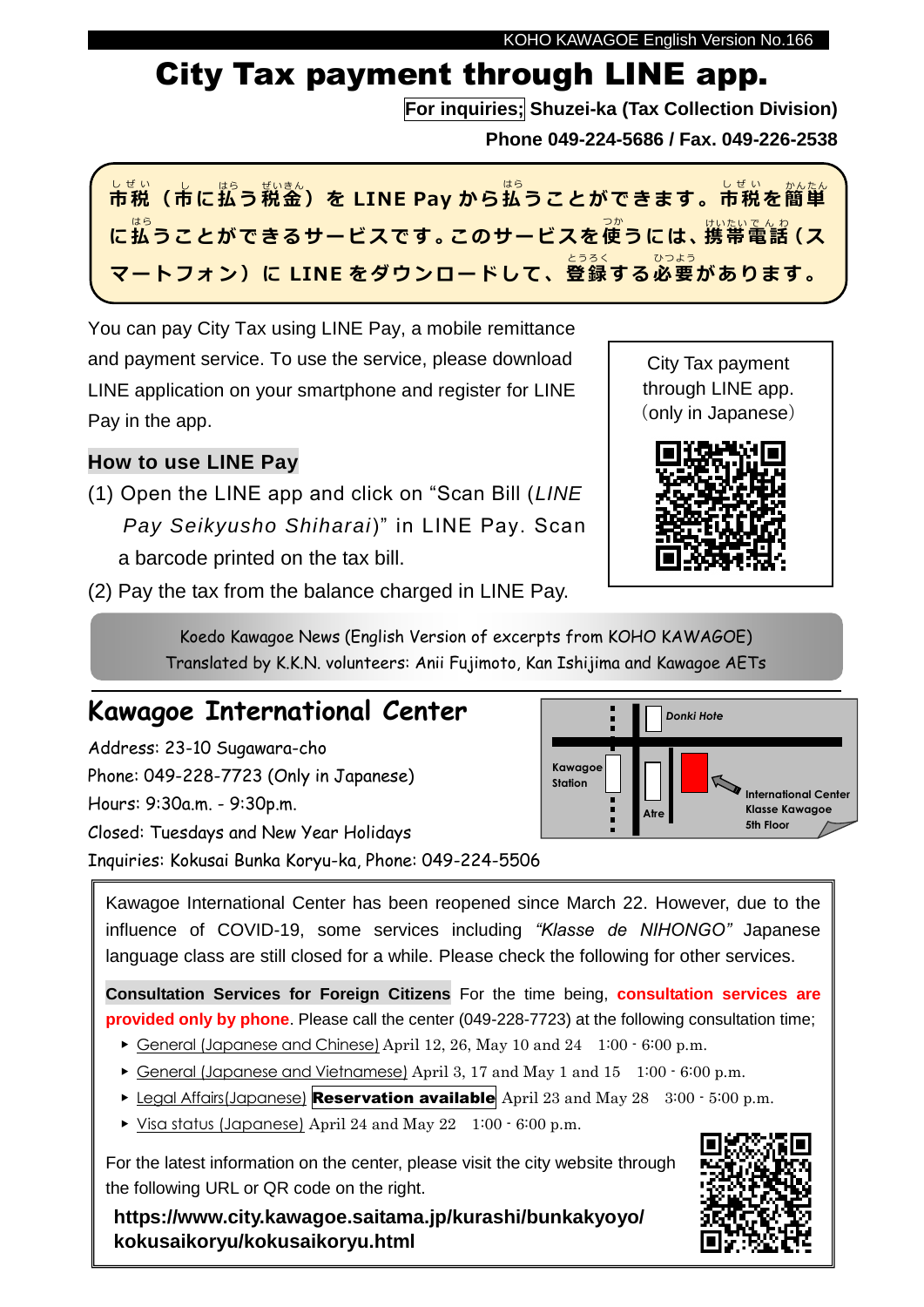# City Tax payment through LINE app.

**For inquiries;** **Shuzei-ka (Tax Collection Division)**

**Phone 049-224-5686 / Fax. 049-226-2538**

**市税（市に払う税金）を LINE Pay から払うことができます。市税を簡単に払うことができるサービスです。このサービスを使うには、携帯電話（スマートフォン）に LINE をダウンロードして、登録する必要があります。**

You can pay City Tax using LINE Pay, a mobile remittance and payment service. To use the service, please download LINE application on your smartphone and register for LINE Pay in the app.

City Tax payment through LINE app. (only in Japanese)

### How to use LINE Pay

(1) Open the LINE app and click on “Scan Bill (*LINE Pay Seikyusho Shiharai*)” in LINE Pay. Scan a barcode printed on the tax bill.

(2) Pay the tax from the balance charged in LINE Pay.

Koedo Kawagoe News (English Version of excerpts from KOHO KAWAGOE)
Translated by K.K.N. volunteers: Anii Fujimoto, Kan Ishijima and Kawagoe AETs

## Kawagoe International Center

Address: 23-10 Sugawara-cho
Phone: 049-228-7723 (Only in Japanese)
Hours: 9:30a.m. - 9:30p.m.
Closed: Tuesdays and New Year Holidays
Inquiries: Kokusai Bunka Koryu-ka, Phone: 049-224-5506

Donki Hote
Kawagoe Station
Atre
International Center Klasse Kawagoe 5th Floor

Kawagoe International Center has been reopened since March 22. However, due to the influence of COVID-19, some services including *“Klasse de NIHONGO”* Japanese language class are still closed for a while. Please check the following for other services.

**Consultation Services for Foreign Citizens** For the time being, **consultation services are provided only by phone**. Please call the center (049-228-7723) at the following consultation time;

- General (Japanese and Chinese) April 12, 26, May 10 and 24 1:00 - 6:00 p.m.
- General (Japanese and Vietnamese) April 3, 17 and May 1 and 15 1:00 - 6:00 p.m.
- Legal Affairs(Japanese) **Reservation available** April 23 and May 28 3:00 - 5:00 p.m.
- Visa status (Japanese) April 24 and May 22 1:00 - 6:00 p.m.

For the latest information on the center, please visit the city website through the following URL or QR code on the right.

**https://www.city.kawagoe.saitama.jp/kurashi/bunkakyoyo/kokusaikoryu/kokusaikoryu.html**